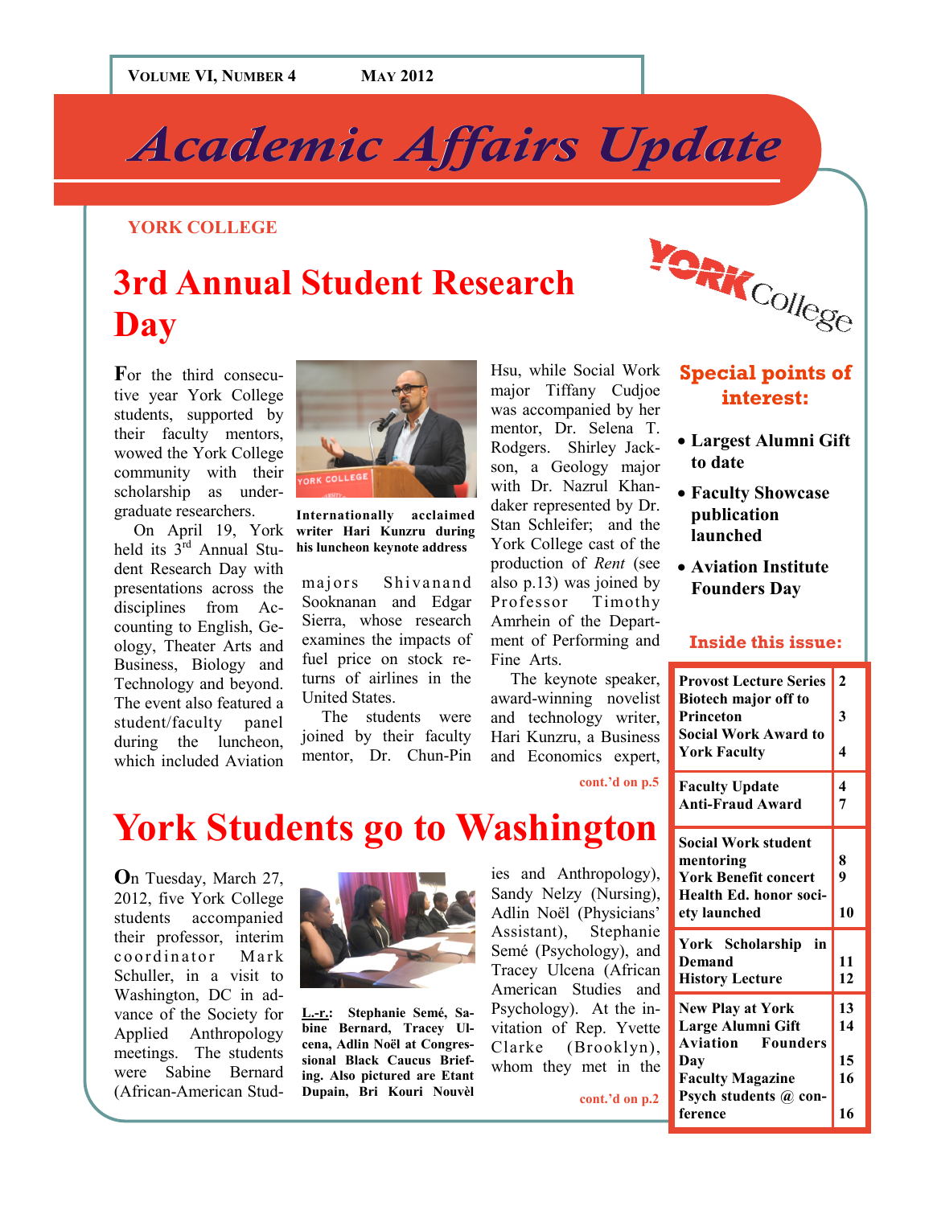VOLUME VI, NUMBER 4 MAY 2012

# Academic Affairs Update

YORK COLLEGE

## 3rd Annual Student Research Day

For the third consecutive year York College students, supported by their faculty mentors, wowed the York College community with their scholarship as undergraduate researchers.

On April 19, York held its 3rd Annual Student Research Day with presentations across the disciplines from Accounting to English, Geology, Theater Arts and Business, Biology and Technology and beyond. The event also featured a student/faculty panel during the luncheon, which included Aviation majors Shivanand Sooknanan and Edgar Sierra, whose research examines the impacts of fuel price on stock returns of airlines in the United States.

**Internationally acclaimed writer Hari Kunzru during his luncheon keynote address**

The students were joined by their faculty mentor, Dr. Chun-Pin Hsu, while Social Work major Tiffany Cudjoe was accompanied by her mentor, Dr. Selena T. Rodgers. Shirley Jackson, a Geology major with Dr. Nazrul Khandaker represented by Dr. Stan Schleifer; and the York College cast of the production of *Rent* (see also p.13) was joined by Professor Timothy Amrhein of the Department of Performing and Fine Arts.

The keynote speaker, award-winning novelist and technology writer, Hari Kunzru, a Business and Economics expert,

cont.'d on p.5

## York Students go to Washington

On Tuesday, March 27, 2012, five York College students accompanied their professor, interim coordinator Mark Schuller, in a visit to Washington, DC in advance of the Society for Applied Anthropology meetings. The students were Sabine Bernard (African-American Studies and Anthropology), Sandy Nelzy (Nursing), Adlin Noël (Physicians' Assistant), Stephanie Semé (Psychology), and Tracey Ulcena (African American Studies and Psychology). At the invitation of Rep. Yvette Clarke (Brooklyn), whom they met in the

**L.-r.: Stephanie Semé, Sabine Bernard, Tracey Ulcena, Adlin Noël at Congressional Black Caucus Briefing. Also pictured are Etant Dupain, Bri Kouri Nouvèl**

cont.'d on p.2

### Special points of interest:

- **Largest Alumni Gift to date**
- **Faculty Showcase publication launched**
- **Aviation Institute Founders Day**

### Inside this issue:

| | |
|---|---|
| **Provost Lecture Series** | **2** |
| **Biotech major off to Princeton** | **3** |
| **Social Work Award to York Faculty** | **4** |
| **Faculty Update** | **4** |
| **Anti-Fraud Award** | **7** |
| **Social Work student mentoring** | **8** |
| **York Benefit concert** | **9** |
| **Health Ed. honor society launched** | **10** |
| **York Scholarship in Demand** | **11** |
| **History Lecture** | **12** |
| **New Play at York** | **13** |
| **Large Alumni Gift** | **14** |
| **Aviation Founders Day** | **15** |
| **Faculty Magazine** | **16** |
| **Psych students @ conference** | **16** |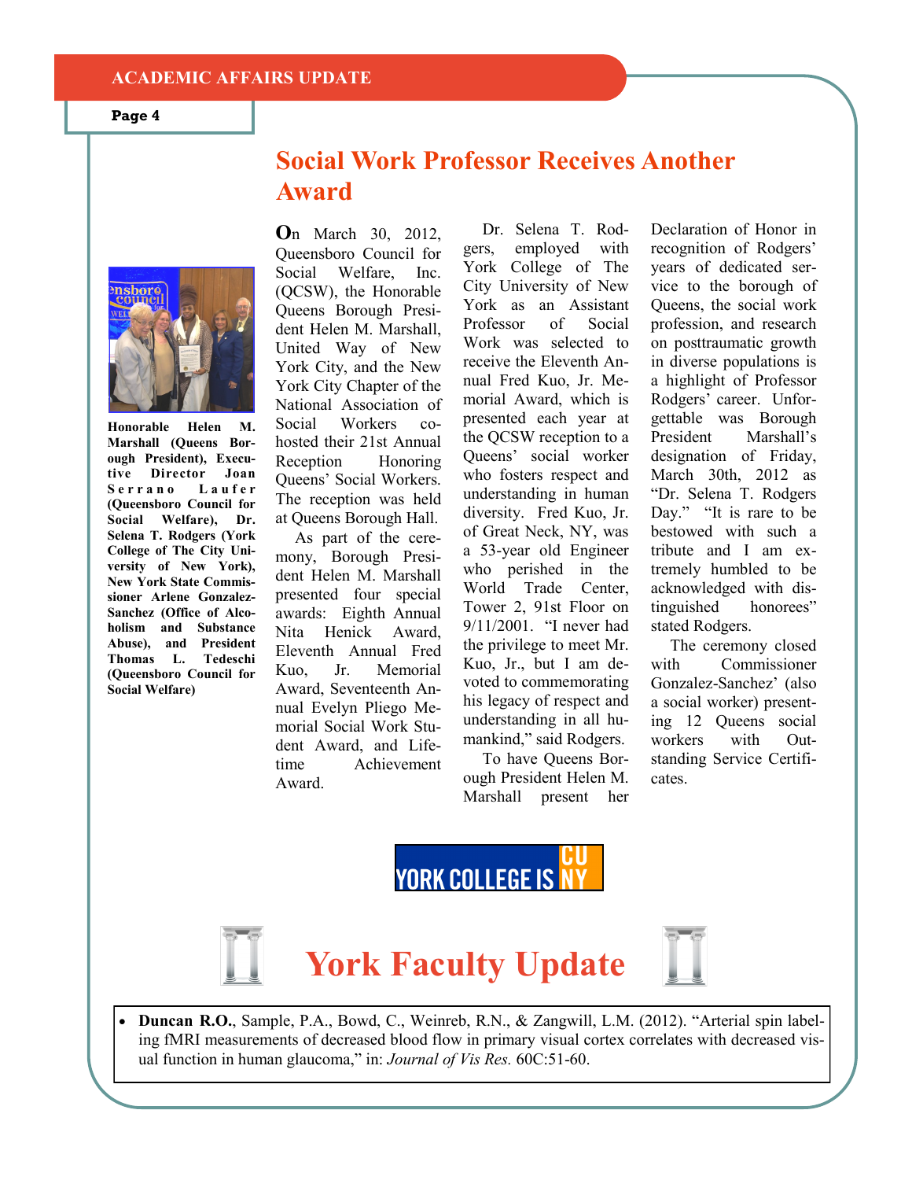## Social Work Professor Receives Another Award

**Honorable Helen M. Marshall (Queens Borough President), Executive Director Joan Serrano Laufer (Queensboro Council for Social Welfare), Dr. Selena T. Rodgers (York College of The City University of New York), New York State Commissioner Arlene Gonzalez-Sanchez (Office of Alcoholism and Substance Abuse), and President Thomas L. Tedeschi (Queensboro Council for Social Welfare)**

On March 30, 2012, Queensboro Council for Social Welfare, Inc. (QCSW), the Honorable Queens Borough President Helen M. Marshall, United Way of New York City, and the New York City Chapter of the National Association of Social Workers co-hosted their 21st Annual Reception Honoring Queens' Social Workers. The reception was held at Queens Borough Hall.

As part of the ceremony, Borough President Helen M. Marshall presented four special awards: Eighth Annual Nita Henick Award, Eleventh Annual Fred Kuo, Jr. Memorial Award, Seventeenth Annual Evelyn Pliego Memorial Social Work Student Award, and Lifetime Achievement Award.

Dr. Selena T. Rodgers, employed with York College of The City University of New York as an Assistant Professor of Social Work was selected to receive the Eleventh Annual Fred Kuo, Jr. Memorial Award, which is presented each year at the QCSW reception to a Queens' social worker who fosters respect and understanding in human diversity. Fred Kuo, Jr. of Great Neck, NY, was a 53-year old Engineer who perished in the World Trade Center, Tower 2, 91st Floor on 9/11/2001. "I never had the privilege to meet Mr. Kuo, Jr., but I am devoted to commemorating his legacy of respect and understanding in all humankind," said Rodgers.

To have Queens Borough President Helen M. Marshall present her Declaration of Honor in recognition of Rodgers' years of dedicated service to the borough of Queens, the social work profession, and research on posttraumatic growth in diverse populations is a highlight of Professor Rodgers' career. Unforgettable was Borough President Marshall's designation of Friday, March 30th, 2012 as "Dr. Selena T. Rodgers Day." "It is rare to be bestowed with such a tribute and I am extremely humbled to be acknowledged with distinguished honorees" stated Rodgers.

The ceremony closed with Commissioner Gonzalez-Sanchez' (also a social worker) presenting 12 Queens social workers with Outstanding Service Certificates.

YORK COLLEGE IS CUNY

## York Faculty Update

- **Duncan R.O.**, Sample, P.A., Bowd, C., Weinreb, R.N., & Zangwill, L.M. (2012). "Arterial spin labeling fMRI measurements of decreased blood flow in primary visual cortex correlates with decreased visual function in human glaucoma," in: *Journal of Vis Res.* 60C:51-60.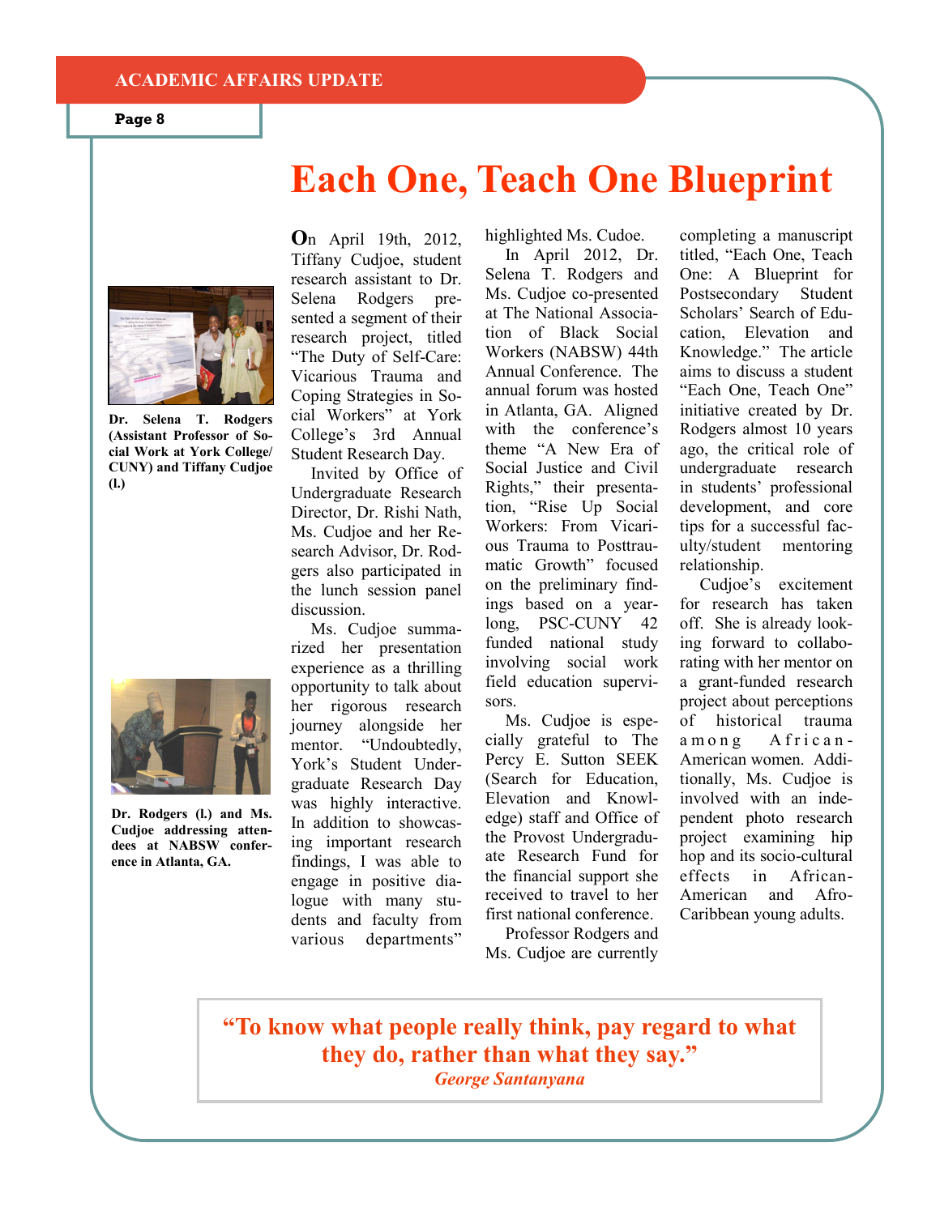# Each One, Teach One Blueprint

Dr. Selena T. Rodgers (Assistant Professor of Social Work at York College/ CUNY) and Tiffany Cudjoe (l.)

Dr. Rodgers (l.) and Ms. Cudjoe addressing attendees at NABSW conference in Atlanta, GA.

On April 19th, 2012, Tiffany Cudjoe, student research assistant to Dr. Selena Rodgers presented a segment of their research project, titled "The Duty of Self-Care: Vicarious Trauma and Coping Strategies in Social Workers" at York College's 3rd Annual Student Research Day.

Invited by Office of Undergraduate Research Director, Dr. Rishi Nath, Ms. Cudjoe and her Research Advisor, Dr. Rodgers also participated in the lunch session panel discussion.

Ms. Cudjoe summarized her presentation experience as a thrilling opportunity to talk about her rigorous research journey alongside her mentor. "Undoubtedly, York's Student Undergraduate Research Day was highly interactive. In addition to showcasing important research findings, I was able to engage in positive dialogue with many students and faculty from various departments" highlighted Ms. Cudoe.

In April 2012, Dr. Selena T. Rodgers and Ms. Cudjoe co-presented at The National Association of Black Social Workers (NABSW) 44th Annual Conference. The annual forum was hosted in Atlanta, GA. Aligned with the conference's theme "A New Era of Social Justice and Civil Rights," their presentation, "Rise Up Social Workers: From Vicarious Trauma to Posttraumatic Growth" focused on the preliminary findings based on a year-long, PSC-CUNY 42 funded national study involving social work field education supervisors.

Ms. Cudjoe is especially grateful to The Percy E. Sutton SEEK (Search for Education, Elevation and Knowledge) staff and Office of the Provost Undergraduate Research Fund for the financial support she received to travel to her first national conference.

Professor Rodgers and Ms. Cudjoe are currently completing a manuscript titled, "Each One, Teach One: A Blueprint for Postsecondary Student Scholars' Search of Education, Elevation and Knowledge." The article aims to discuss a student "Each One, Teach One" initiative created by Dr. Rodgers almost 10 years ago, the critical role of undergraduate research in students' professional development, and core tips for a successful faculty/student mentoring relationship.

Cudjoe's excitement for research has taken off. She is already looking forward to collaborating with her mentor on a grant-funded research project about perceptions of historical trauma among African-American women. Additionally, Ms. Cudjoe is involved with an independent photo research project examining hip hop and its socio-cultural effects in African-American and Afro-Caribbean young adults.

**"To know what people really think, pay regard to what they do, rather than what they say."**
*George Santanyana*